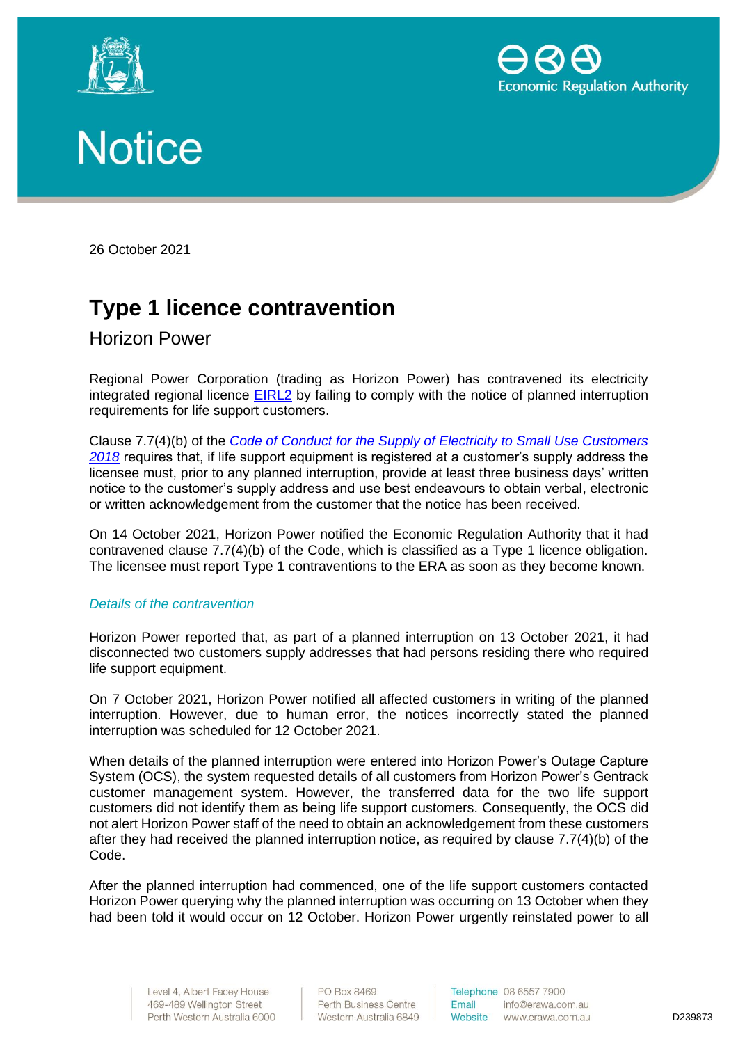# Notice

26 October 2021

## Type 1 licence contravention

### Horizon Power

Regional Power Corporation (trading as Horizon Power) has contravened its electricity integrated regional licence [EIRL2](EIRL2) by failing to comply with the notice of planned interruption requirements for life support customers.

Clause 7.7(4)(b) of the *[Code of Conduct for the Supply of Electricity to Small Use Customers 2018](Code of Conduct for the Supply of Electricity to Small Use Customers 2018)* requires that, if life support equipment is registered at a customer's supply address the licensee must, prior to any planned interruption, provide at least three business days' written notice to the customer's supply address and use best endeavours to obtain verbal, electronic or written acknowledgement from the customer that the notice has been received.

On 14 October 2021, Horizon Power notified the Economic Regulation Authority that it had contravened clause 7.7(4)(b) of the Code, which is classified as a Type 1 licence obligation. The licensee must report Type 1 contraventions to the ERA as soon as they become known.

*Details of the contravention*

Horizon Power reported that, as part of a planned interruption on 13 October 2021, it had disconnected two customers supply addresses that had persons residing there who required life support equipment.

On 7 October 2021, Horizon Power notified all affected customers in writing of the planned interruption. However, due to human error, the notices incorrectly stated the planned interruption was scheduled for 12 October 2021.

When details of the planned interruption were entered into Horizon Power's Outage Capture System (OCS), the system requested details of all customers from Horizon Power's Gentrack customer management system. However, the transferred data for the two life support customers did not identify them as being life support customers. Consequently, the OCS did not alert Horizon Power staff of the need to obtain an acknowledgement from these customers after they had received the planned interruption notice, as required by clause 7.7(4)(b) of the Code.

After the planned interruption had commenced, one of the life support customers contacted Horizon Power querying why the planned interruption was occurring on 13 October when they had been told it would occur on 12 October. Horizon Power urgently reinstated power to all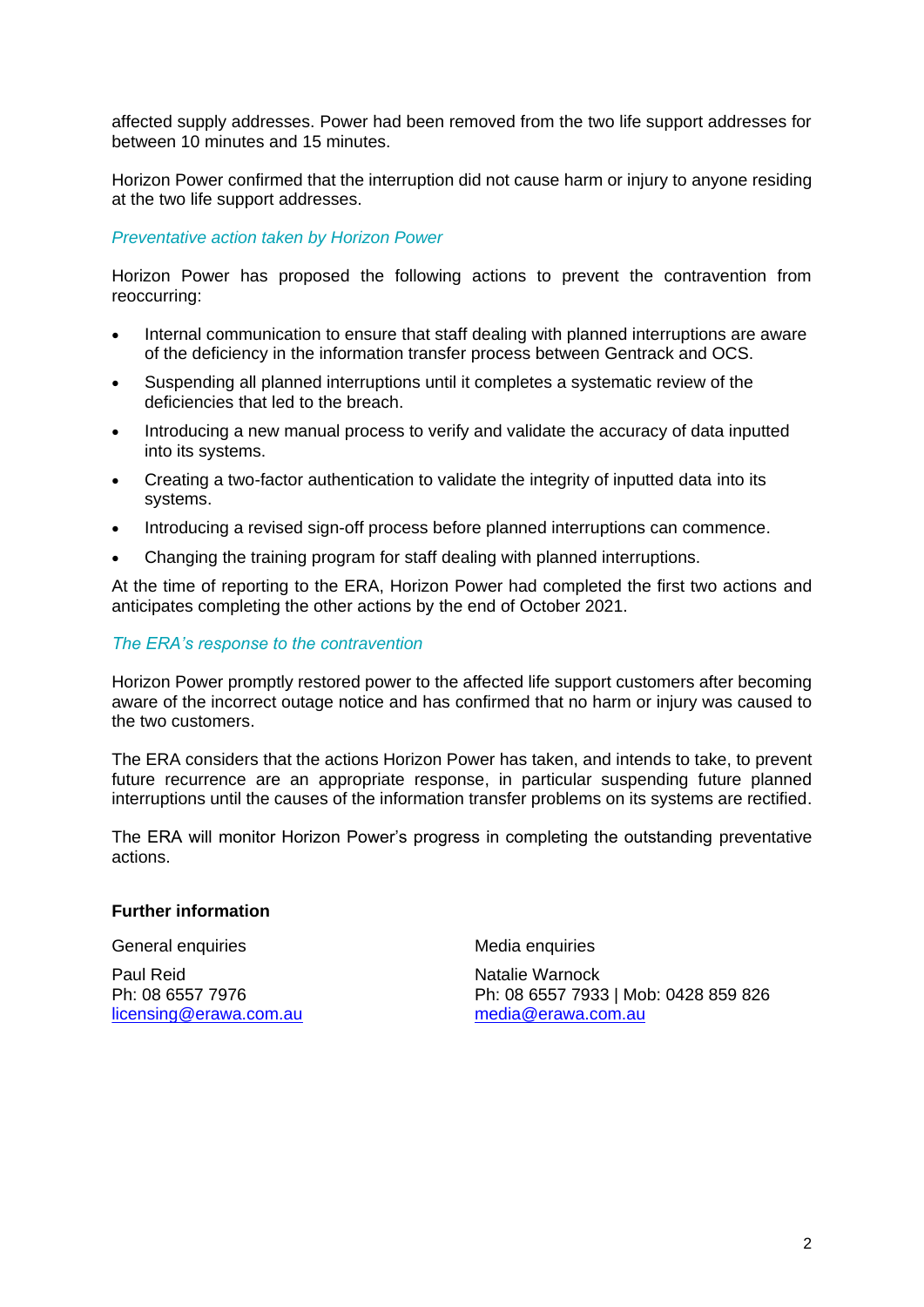affected supply addresses. Power had been removed from the two life support addresses for between 10 minutes and 15 minutes.

Horizon Power confirmed that the interruption did not cause harm or injury to anyone residing at the two life support addresses.

### *Preventative action taken by Horizon Power*

Horizon Power has proposed the following actions to prevent the contravention from reoccurring:

- Internal communication to ensure that staff dealing with planned interruptions are aware of the deficiency in the information transfer process between Gentrack and OCS.
- Suspending all planned interruptions until it completes a systematic review of the deficiencies that led to the breach.
- Introducing a new manual process to verify and validate the accuracy of data inputted into its systems.
- Creating a two-factor authentication to validate the integrity of inputted data into its systems.
- Introducing a revised sign-off process before planned interruptions can commence.
- Changing the training program for staff dealing with planned interruptions.

At the time of reporting to the ERA, Horizon Power had completed the first two actions and anticipates completing the other actions by the end of October 2021.

### *The ERA's response to the contravention*

Horizon Power promptly restored power to the affected life support customers after becoming aware of the incorrect outage notice and has confirmed that no harm or injury was caused to the two customers.

The ERA considers that the actions Horizon Power has taken, and intends to take, to prevent future recurrence are an appropriate response, in particular suspending future planned interruptions until the causes of the information transfer problems on its systems are rectified.

The ERA will monitor Horizon Power's progress in completing the outstanding preventative actions.

**Further information**

General enquiries

Paul Reid
Ph: 08 6557 7976
licensing@erawa.com.au

Media enquiries

Natalie Warnock
Ph: 08 6557 7933 | Mob: 0428 859 826
media@erawa.com.au